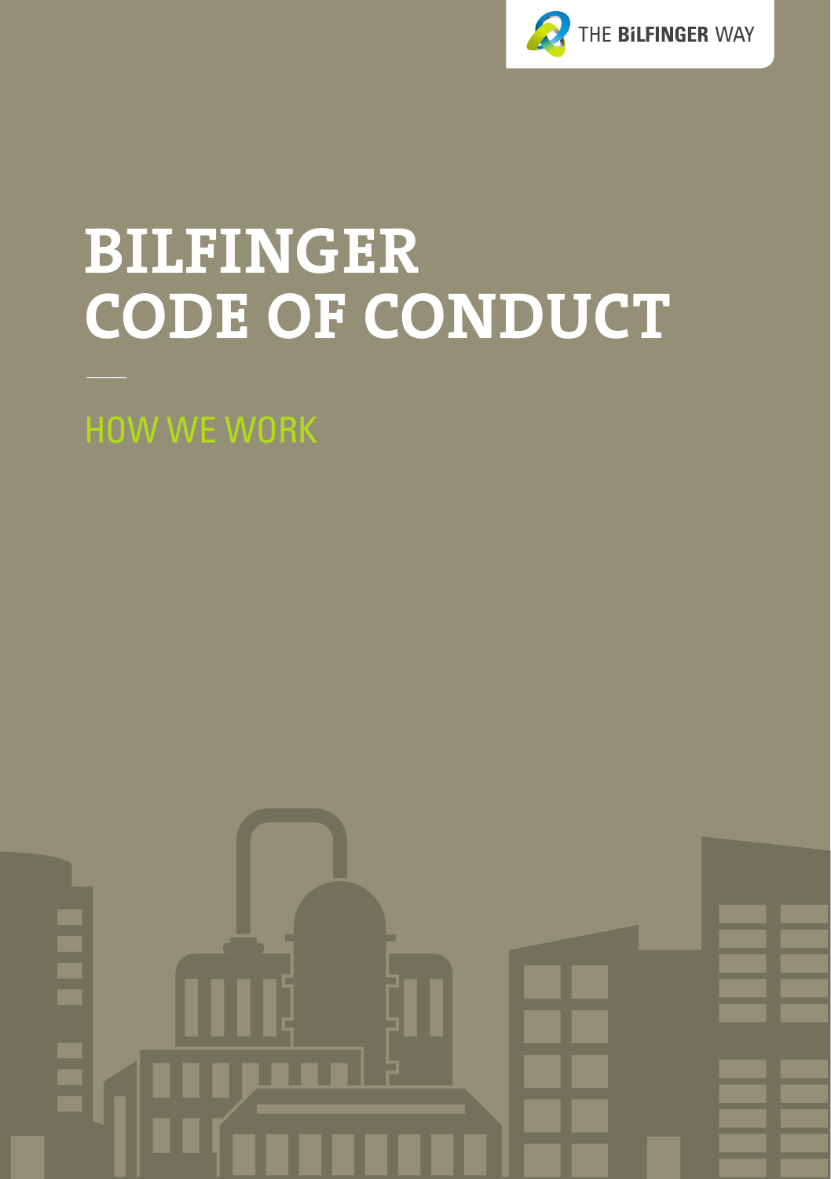THE BILFINGER WAY

# BILFINGER CODE OF CONDUCT

HOW WE WORK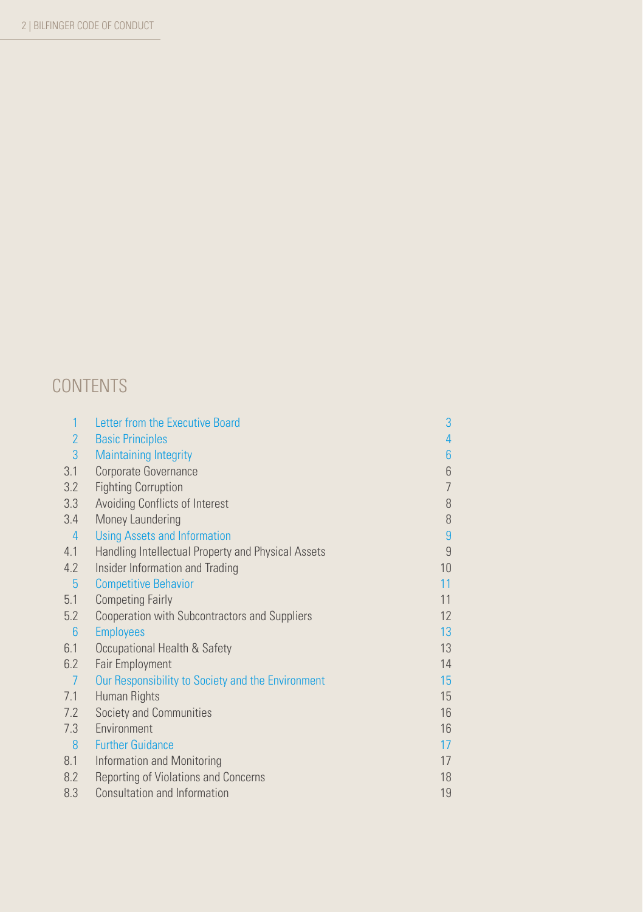# CONTENTS

| | | |
|---|---|---|
| 1 | Letter from the Executive Board | 3 |
| 2 | Basic Principles | 4 |
| 3 | Maintaining Integrity | 6 |
| 3.1 | Corporate Governance | 6 |
| 3.2 | Fighting Corruption | 7 |
| 3.3 | Avoiding Conflicts of Interest | 8 |
| 3.4 | Money Laundering | 8 |
| 4 | Using Assets and Information | 9 |
| 4.1 | Handling Intellectual Property and Physical Assets | 9 |
| 4.2 | Insider Information and Trading | 10 |
| 5 | Competitive Behavior | 11 |
| 5.1 | Competing Fairly | 11 |
| 5.2 | Cooperation with Subcontractors and Suppliers | 12 |
| 6 | Employees | 13 |
| 6.1 | Occupational Health & Safety | 13 |
| 6.2 | Fair Employment | 14 |
| 7 | Our Responsibility to Society and the Environment | 15 |
| 7.1 | Human Rights | 15 |
| 7.2 | Society and Communities | 16 |
| 7.3 | Environment | 16 |
| 8 | Further Guidance | 17 |
| 8.1 | Information and Monitoring | 17 |
| 8.2 | Reporting of Violations and Concerns | 18 |
| 8.3 | Consultation and Information | 19 |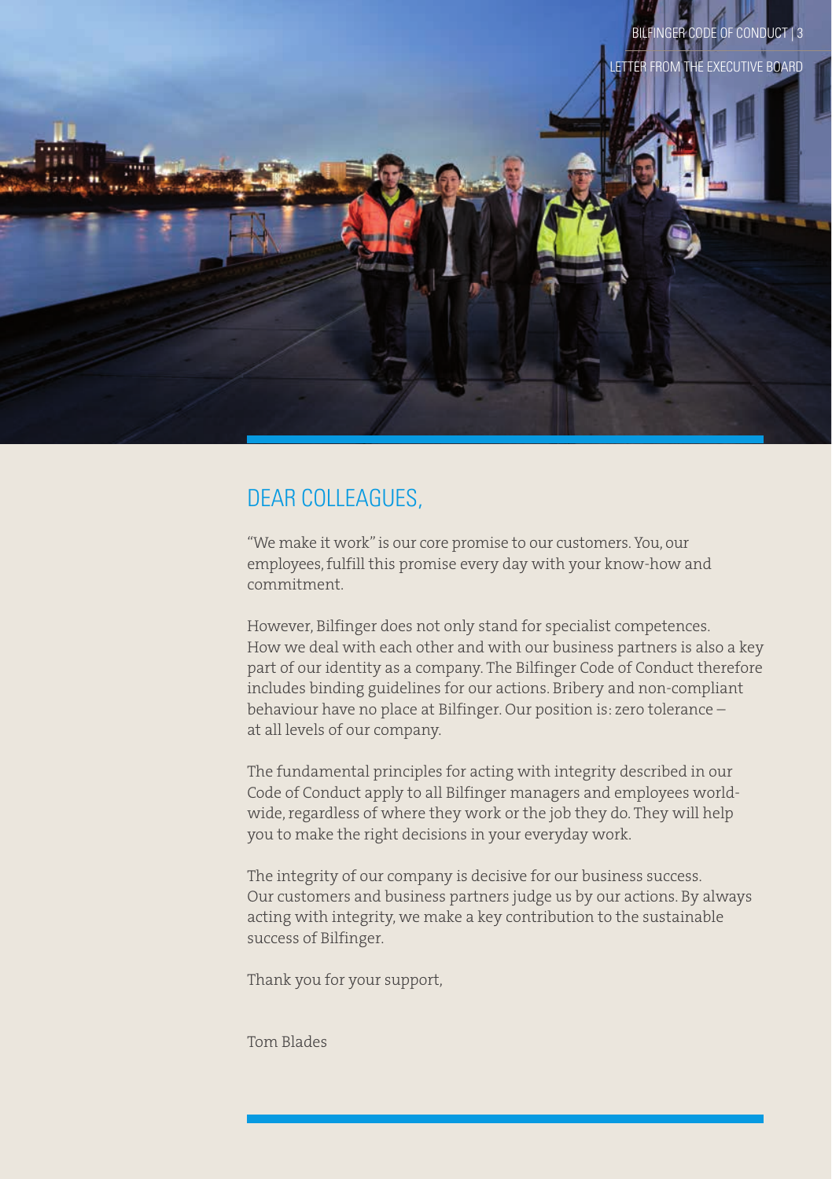# DEAR COLLEAGUES,

"We make it work" is our core promise to our customers. You, our employees, fulfill this promise every day with your know-how and commitment.

However, Bilfinger does not only stand for specialist competences. How we deal with each other and with our business partners is also a key part of our identity as a company. The Bilfinger Code of Conduct therefore includes binding guidelines for our actions. Bribery and non-compliant behaviour have no place at Bilfinger. Our position is: zero tolerance – at all levels of our company.

The fundamental principles for acting with integrity described in our Code of Conduct apply to all Bilfinger managers and employees worldwide, regardless of where they work or the job they do. They will help you to make the right decisions in your everyday work.

The integrity of our company is decisive for our business success. Our customers and business partners judge us by our actions. By always acting with integrity, we make a key contribution to the sustainable success of Bilfinger.

Thank you for your support,

Tom Blades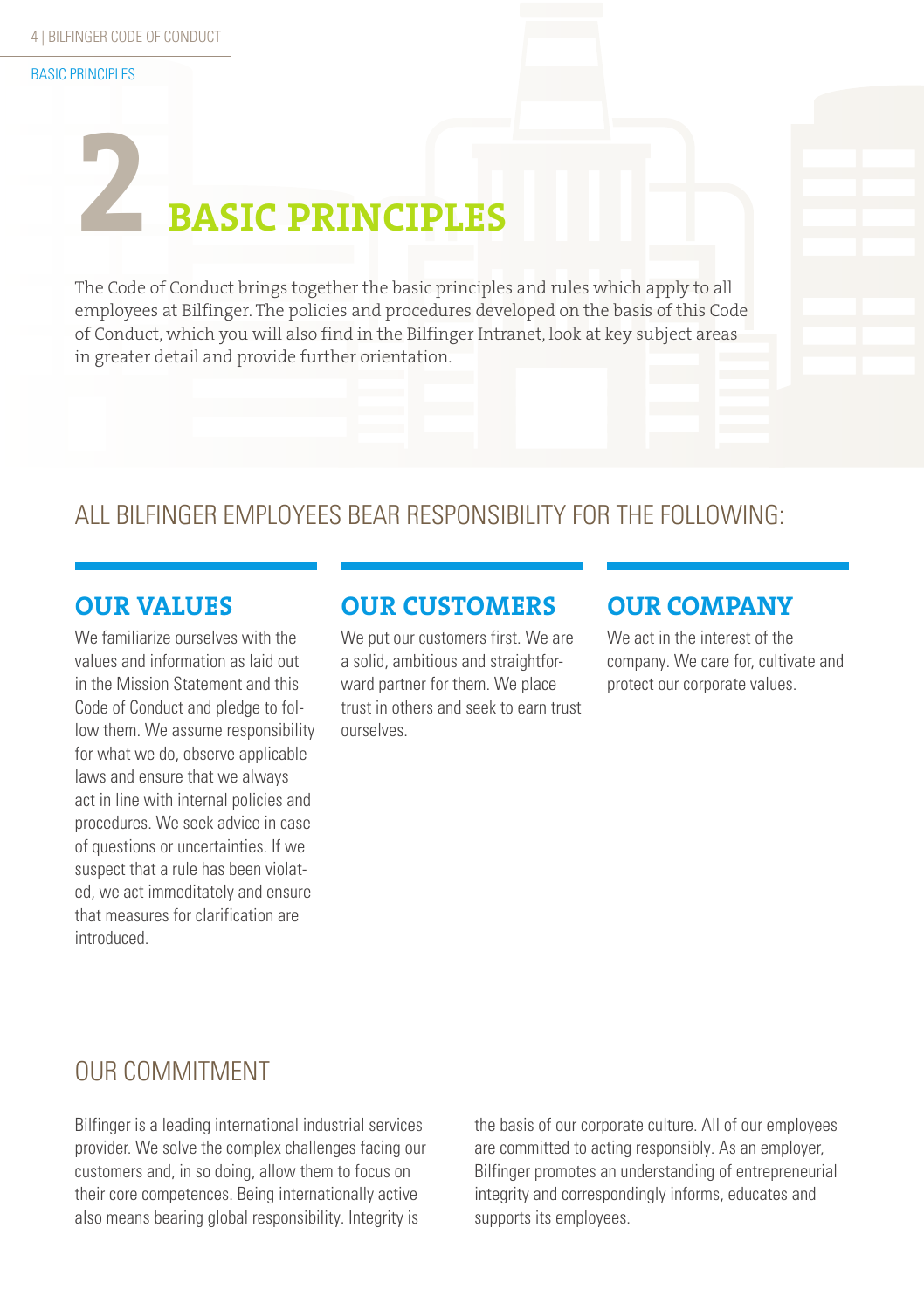# 2 BASIC PRINCIPLES

The Code of Conduct brings together the basic principles and rules which apply to all employees at Bilfinger. The policies and procedures developed on the basis of this Code of Conduct, which you will also find in the Bilfinger Intranet, look at key subject areas in greater detail and provide further orientation.

## ALL BILFINGER EMPLOYEES BEAR RESPONSIBILITY FOR THE FOLLOWING:

### OUR VALUES

We familiarize ourselves with the values and information as laid out in the Mission Statement and this Code of Conduct and pledge to follow them. We assume responsibility for what we do, observe applicable laws and ensure that we always act in line with internal policies and procedures. We seek advice in case of questions or uncertainties. If we suspect that a rule has been violated, we act immeditately and ensure that measures for clarification are introduced.

### OUR CUSTOMERS

We put our customers first. We are a solid, ambitious and straightforward partner for them. We place trust in others and seek to earn trust ourselves.

### OUR COMPANY

We act in the interest of the company. We care for, cultivate and protect our corporate values.

## OUR COMMITMENT

Bilfinger is a leading international industrial services provider. We solve the complex challenges facing our customers and, in so doing, allow them to focus on their core competences. Being internationally active also means bearing global responsibility. Integrity is the basis of our corporate culture. All of our employees are committed to acting responsibly. As an employer, Bilfinger promotes an understanding of entrepreneurial integrity and correspondingly informs, educates and supports its employees.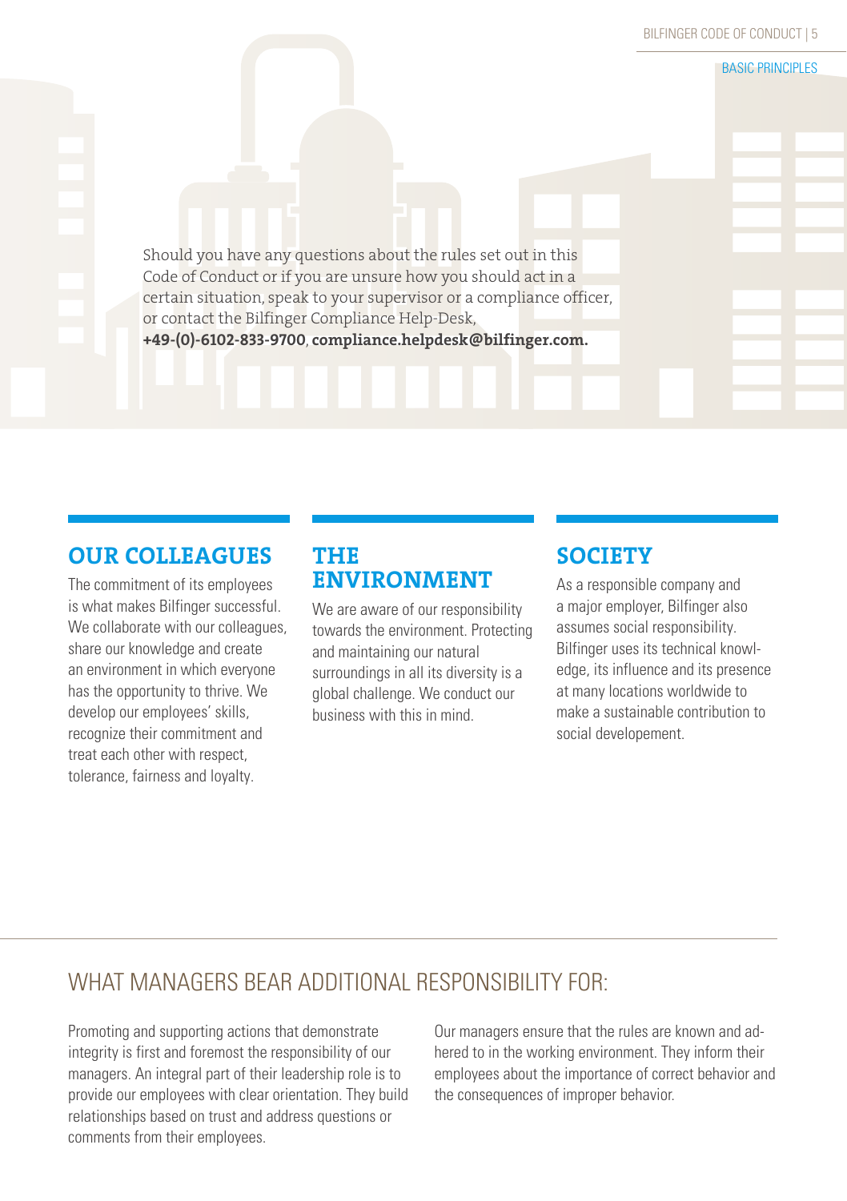Should you have any questions about the rules set out in this Code of Conduct or if you are unsure how you should act in a certain situation, speak to your supervisor or a compliance officer, or contact the Bilfinger Compliance Help-Desk, **+49-(0)-6102-833-9700**, **compliance.helpdesk@bilfinger.com.**

## OUR COLLEAGUES

The commitment of its employees is what makes Bilfinger successful. We collaborate with our colleagues, share our knowledge and create an environment in which everyone has the opportunity to thrive. We develop our employees' skills, recognize their commitment and treat each other with respect, tolerance, fairness and loyalty.

## THE ENVIRONMENT

We are aware of our responsibility towards the environment. Protecting and maintaining our natural surroundings in all its diversity is a global challenge. We conduct our business with this in mind.

## SOCIETY

As a responsible company and a major employer, Bilfinger also assumes social responsibility. Bilfinger uses its technical knowledge, its influence and its presence at many locations worldwide to make a sustainable contribution to social developement.

## WHAT MANAGERS BEAR ADDITIONAL RESPONSIBILITY FOR:

Promoting and supporting actions that demonstrate integrity is first and foremost the responsibility of our managers. An integral part of their leadership role is to provide our employees with clear orientation. They build relationships based on trust and address questions or comments from their employees.

Our managers ensure that the rules are known and adhered to in the working environment. They inform their employees about the importance of correct behavior and the consequences of improper behavior.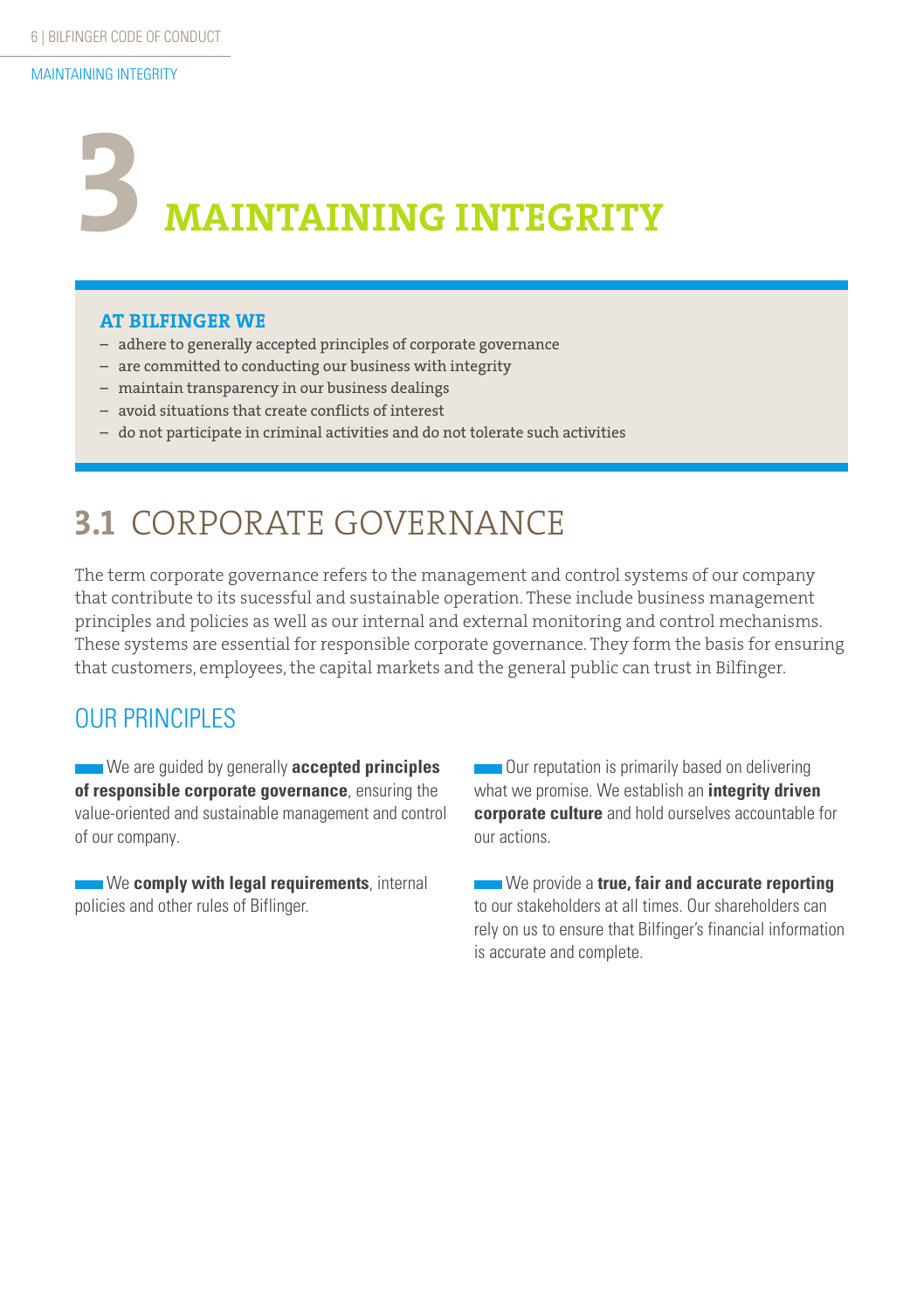# 3 MAINTAINING INTEGRITY

**AT BILFINGER WE**

- adhere to generally accepted principles of corporate governance
- are committed to conducting our business with integrity
- maintain transparency in our business dealings
- avoid situations that create conflicts of interest
- do not participate in criminal activities and do not tolerate such activities

## 3.1 CORPORATE GOVERNANCE

The term corporate governance refers to the management and control systems of our company that contribute to its sucessful and sustainable operation. These include business management principles and policies as well as our internal and external monitoring and control mechanisms. These systems are essential for responsible corporate governance. They form the basis for ensuring that customers, employees, the capital markets and the general public can trust in Bilfinger.

### OUR PRINCIPLES

We are guided by generally **accepted principles of responsible corporate governance**, ensuring the value-oriented and sustainable management and control of our company.

We **comply with legal requirements**, internal policies and other rules of Bilfinger.

Our reputation is primarily based on delivering what we promise. We establish an **integrity driven corporate culture** and hold ourselves accountable for our actions.

We provide a **true, fair and accurate reporting** to our stakeholders at all times. Our shareholders can rely on us to ensure that Bilfinger's financial information is accurate and complete.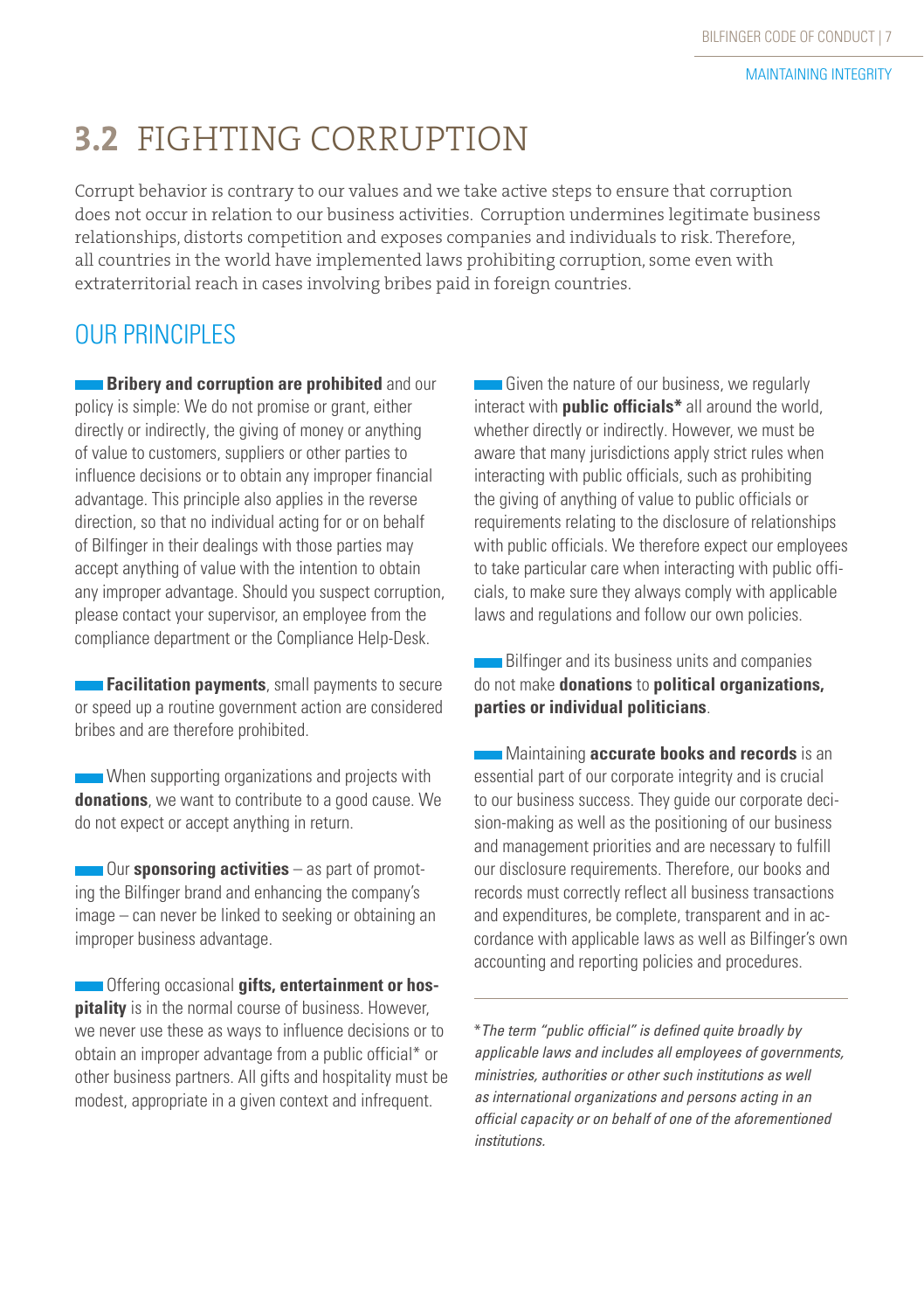## 3.2 FIGHTING CORRUPTION

Corrupt behavior is contrary to our values and we take active steps to ensure that corruption does not occur in relation to our business activities. Corruption undermines legitimate business relationships, distorts competition and exposes companies and individuals to risk. Therefore, all countries in the world have implemented laws prohibiting corruption, some even with extraterritorial reach in cases involving bribes paid in foreign countries.

### OUR PRINCIPLES

**Bribery and corruption are prohibited** and our policy is simple: We do not promise or grant, either directly or indirectly, the giving of money or anything of value to customers, suppliers or other parties to influence decisions or to obtain any improper financial advantage. This principle also applies in the reverse direction, so that no individual acting for or on behalf of Bilfinger in their dealings with those parties may accept anything of value with the intention to obtain any improper advantage. Should you suspect corruption, please contact your supervisor, an employee from the compliance department or the Compliance Help-Desk.

**Facilitation payments**, small payments to secure or speed up a routine government action are considered bribes and are therefore prohibited.

When supporting organizations and projects with **donations**, we want to contribute to a good cause. We do not expect or accept anything in return.

Our **sponsoring activities** – as part of promoting the Bilfinger brand and enhancing the company's image – can never be linked to seeking or obtaining an improper business advantage.

Offering occasional **gifts, entertainment or hospitality** is in the normal course of business. However, we never use these as ways to influence decisions or to obtain an improper advantage from a public official* or other business partners. All gifts and hospitality must be modest, appropriate in a given context and infrequent.

Given the nature of our business, we regularly interact with **public officials*** all around the world, whether directly or indirectly. However, we must be aware that many jurisdictions apply strict rules when interacting with public officials, such as prohibiting the giving of anything of value to public officials or requirements relating to the disclosure of relationships with public officials. We therefore expect our employees to take particular care when interacting with public officials, to make sure they always comply with applicable laws and regulations and follow our own policies.

Bilfinger and its business units and companies do not make **donations** to **political organizations, parties or individual politicians**.

Maintaining **accurate books and records** is an essential part of our corporate integrity and is crucial to our business success. They guide our corporate decision-making as well as the positioning of our business and management priorities and are necessary to fulfill our disclosure requirements. Therefore, our books and records must correctly reflect all business transactions and expenditures, be complete, transparent and in accordance with applicable laws as well as Bilfinger's own accounting and reporting policies and procedures.

---

*\*The term "public official" is defined quite broadly by applicable laws and includes all employees of governments, ministries, authorities or other such institutions as well as international organizations and persons acting in an official capacity or on behalf of one of the aforementioned institutions.*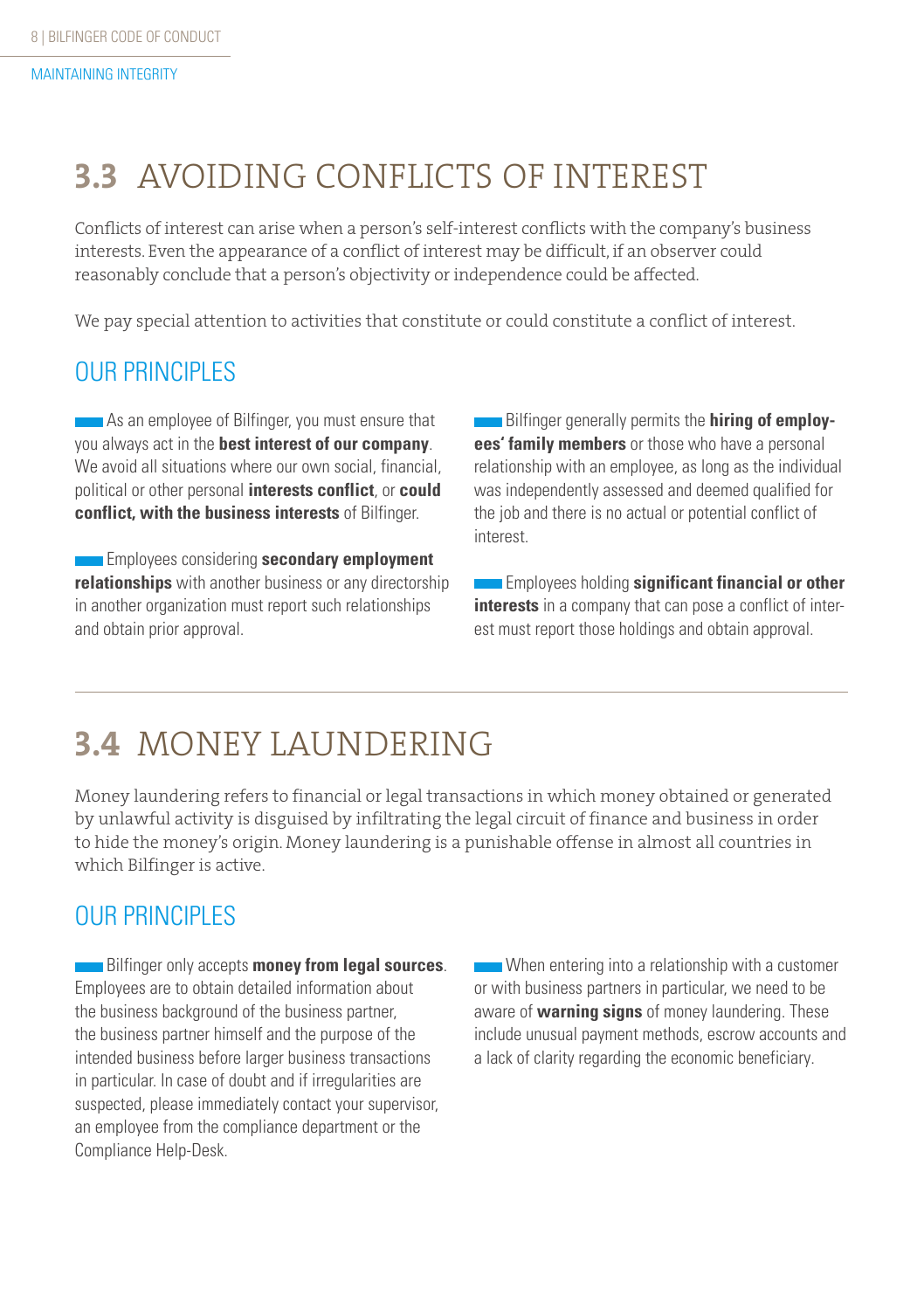## 3.3 AVOIDING CONFLICTS OF INTEREST

Conflicts of interest can arise when a person's self-interest conflicts with the company's business interests. Even the appearance of a conflict of interest may be difficult, if an observer could reasonably conclude that a person's objectivity or independence could be affected.

We pay special attention to activities that constitute or could constitute a conflict of interest.

### OUR PRINCIPLES

- As an employee of Bilfinger, you must ensure that you always act in the **best interest of our company**. We avoid all situations where our own social, financial, political or other personal **interests conflict**, or **could conflict, with the business interests** of Bilfinger.

- Employees considering **secondary employment relationships** with another business or any directorship in another organization must report such relationships and obtain prior approval.

- Bilfinger generally permits the **hiring of employees' family members** or those who have a personal relationship with an employee, as long as the individual was independently assessed and deemed qualified for the job and there is no actual or potential conflict of interest.

- Employees holding **significant financial or other interests** in a company that can pose a conflict of interest must report those holdings and obtain approval.

## 3.4 MONEY LAUNDERING

Money laundering refers to financial or legal transactions in which money obtained or generated by unlawful activity is disguised by infiltrating the legal circuit of finance and business in order to hide the money's origin. Money laundering is a punishable offense in almost all countries in which Bilfinger is active.

### OUR PRINCIPLES

- Bilfinger only accepts **money from legal sources**. Employees are to obtain detailed information about the business background of the business partner, the business partner himself and the purpose of the intended business before larger business transactions in particular. In case of doubt and if irregularities are suspected, please immediately contact your supervisor, an employee from the compliance department or the Compliance Help-Desk.

- When entering into a relationship with a customer or with business partners in particular, we need to be aware of **warning signs** of money laundering. These include unusual payment methods, escrow accounts and a lack of clarity regarding the economic beneficiary.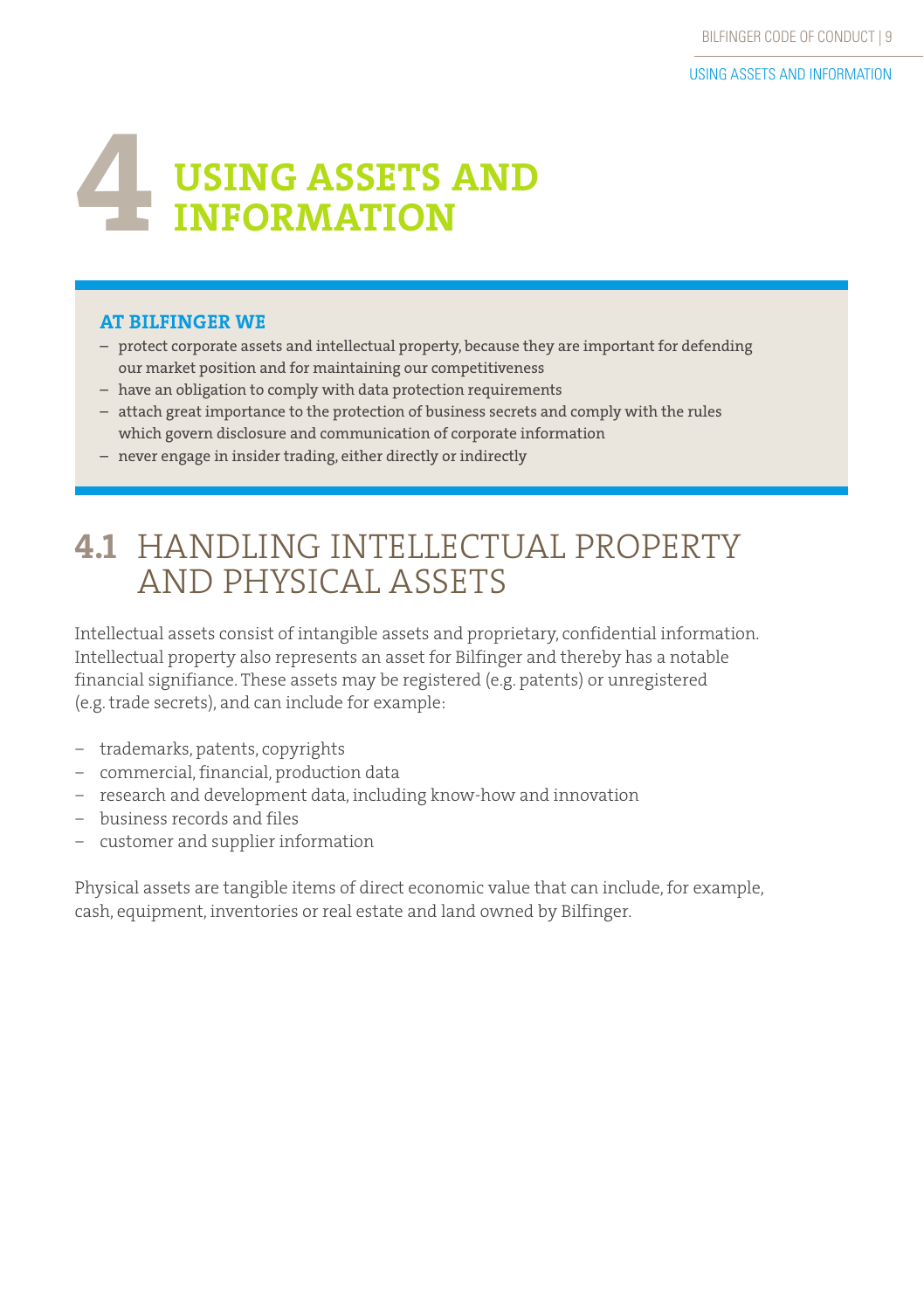# 4 USING ASSETS AND INFORMATION

**AT BILFINGER WE**

- protect corporate assets and intellectual property, because they are important for defending our market position and for maintaining our competitiveness
- have an obligation to comply with data protection requirements
- attach great importance to the protection of business secrets and comply with the rules which govern disclosure and communication of corporate information
- never engage in insider trading, either directly or indirectly

## 4.1 HANDLING INTELLECTUAL PROPERTY AND PHYSICAL ASSETS

Intellectual assets consist of intangible assets and proprietary, confidential information. Intellectual property also represents an asset for Bilfinger and thereby has a notable financial signifiance. These assets may be registered (e.g. patents) or unregistered (e.g. trade secrets), and can include for example:

- trademarks, patents, copyrights
- commercial, financial, production data
- research and development data, including know-how and innovation
- business records and files
- customer and supplier information

Physical assets are tangible items of direct economic value that can include, for example, cash, equipment, inventories or real estate and land owned by Bilfinger.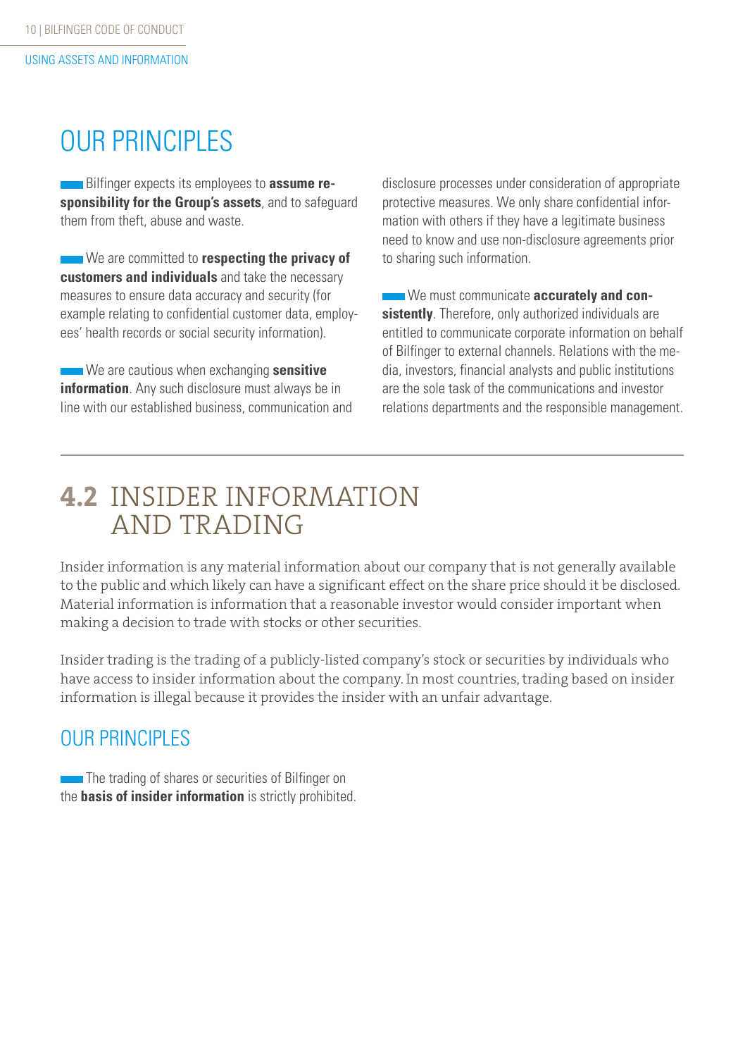## OUR PRINCIPLES

- Bilfinger expects its employees to **assume responsibility for the Group's assets**, and to safeguard them from theft, abuse and waste.

- We are committed to **respecting the privacy of customers and individuals** and take the necessary measures to ensure data accuracy and security (for example relating to confidential customer data, employees' health records or social security information).

- We are cautious when exchanging **sensitive information**. Any such disclosure must always be in line with our established business, communication and disclosure processes under consideration of appropriate protective measures. We only share confidential information with others if they have a legitimate business need to know and use non-disclosure agreements prior to sharing such information.

- We must communicate **accurately and consistently**. Therefore, only authorized individuals are entitled to communicate corporate information on behalf of Bilfinger to external channels. Relations with the media, investors, financial analysts and public institutions are the sole task of the communications and investor relations departments and the responsible management.

# 4.2 INSIDER INFORMATION AND TRADING

Insider information is any material information about our company that is not generally available to the public and which likely can have a significant effect on the share price should it be disclosed. Material information is information that a reasonable investor would consider important when making a decision to trade with stocks or other securities.

Insider trading is the trading of a publicly-listed company's stock or securities by individuals who have access to insider information about the company. In most countries, trading based on insider information is illegal because it provides the insider with an unfair advantage.

## OUR PRINCIPLES

- The trading of shares or securities of Bilfinger on the **basis of insider information** is strictly prohibited.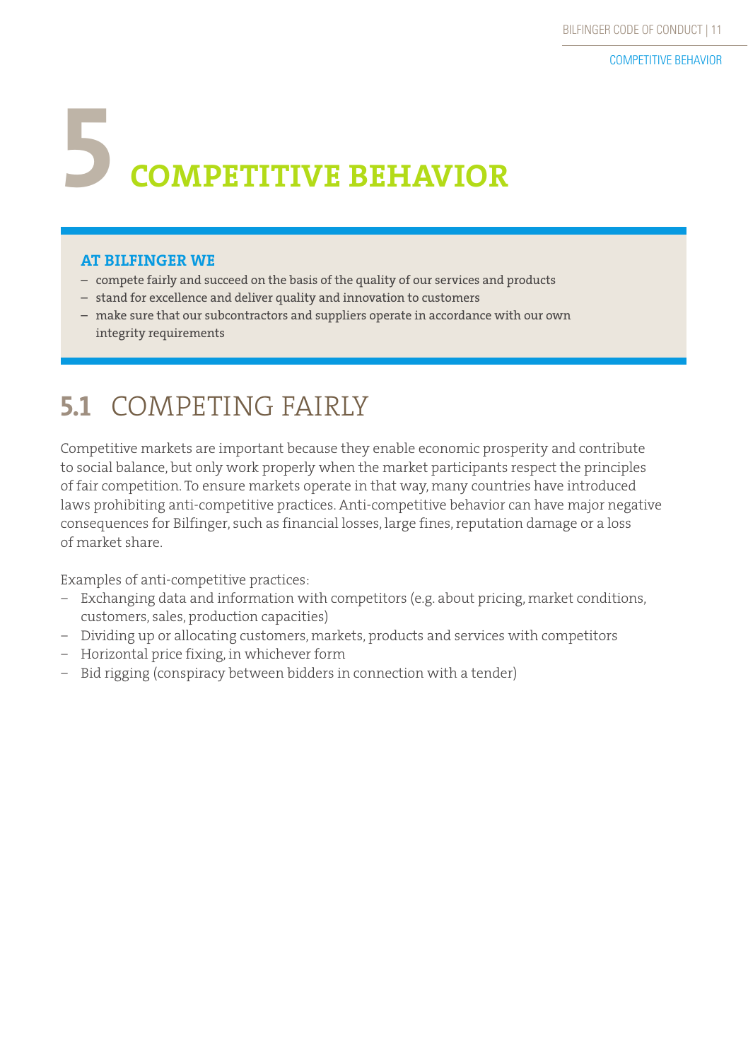# 5 COMPETITIVE BEHAVIOR

**AT BILFINGER WE**

- compete fairly and succeed on the basis of the quality of our services and products
- stand for excellence and deliver quality and innovation to customers
- make sure that our subcontractors and suppliers operate in accordance with our own integrity requirements

## 5.1 COMPETING FAIRLY

Competitive markets are important because they enable economic prosperity and contribute to social balance, but only work properly when the market participants respect the principles of fair competition. To ensure markets operate in that way, many countries have introduced laws prohibiting anti-competitive practices. Anti-competitive behavior can have major negative consequences for Bilfinger, such as financial losses, large fines, reputation damage or a loss of market share.

Examples of anti-competitive practices:

- Exchanging data and information with competitors (e.g. about pricing, market conditions, customers, sales, production capacities)
- Dividing up or allocating customers, markets, products and services with competitors
- Horizontal price fixing, in whichever form
- Bid rigging (conspiracy between bidders in connection with a tender)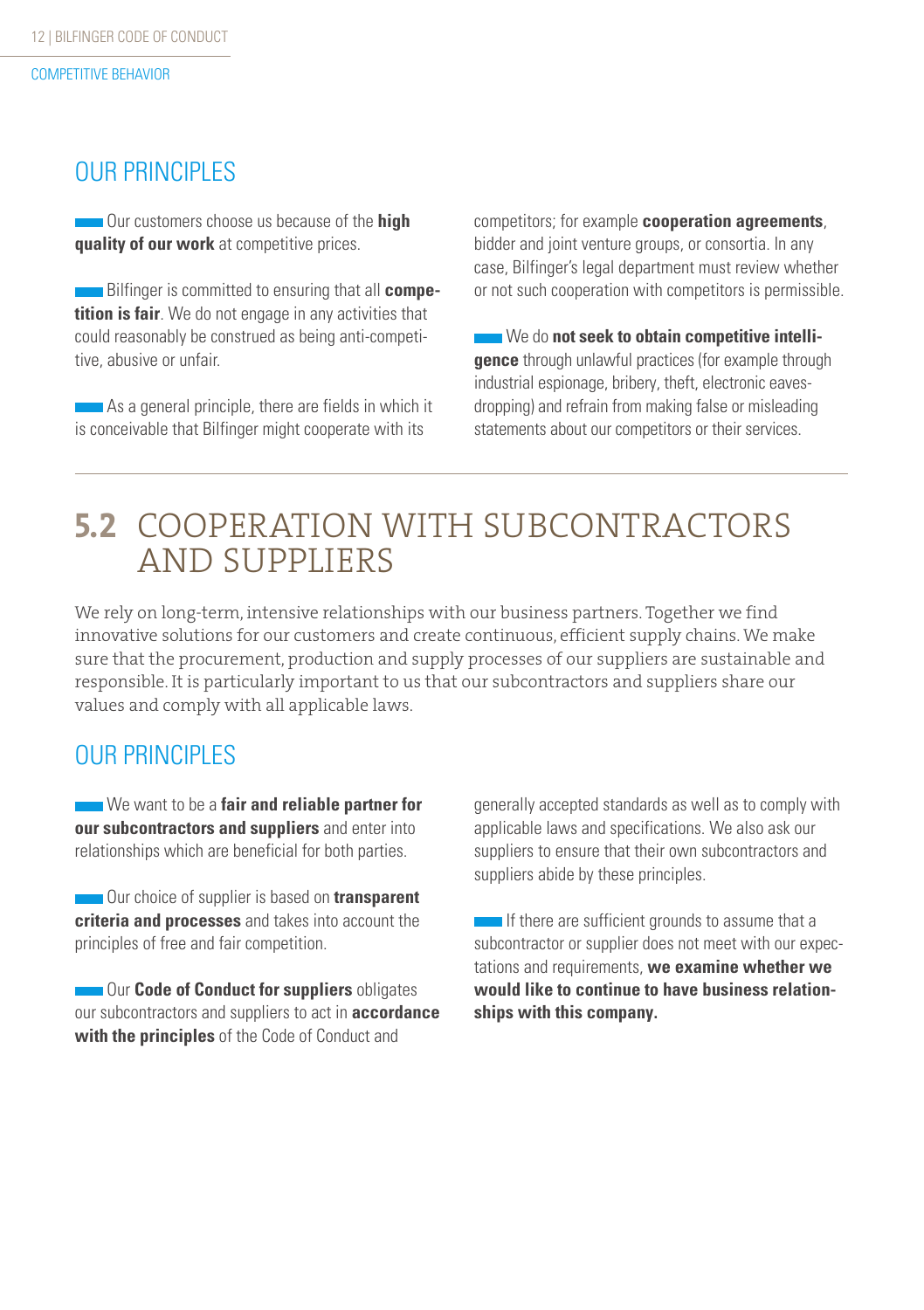## OUR PRINCIPLES

- Our customers choose us because of the **high quality of our work** at competitive prices.
- Bilfinger is committed to ensuring that all **competition is fair**. We do not engage in any activities that could reasonably be construed as being anti-competitive, abusive or unfair.
- As a general principle, there are fields in which it is conceivable that Bilfinger might cooperate with its competitors; for example **cooperation agreements**, bidder and joint venture groups, or consortia. In any case, Bilfinger's legal department must review whether or not such cooperation with competitors is permissible.
- We do **not seek to obtain competitive intelligence** through unlawful practices (for example through industrial espionage, bribery, theft, electronic eavesdropping) and refrain from making false or misleading statements about our competitors or their services.

# 5.2 COOPERATION WITH SUBCONTRACTORS AND SUPPLIERS

We rely on long-term, intensive relationships with our business partners. Together we find innovative solutions for our customers and create continuous, efficient supply chains. We make sure that the procurement, production and supply processes of our suppliers are sustainable and responsible. It is particularly important to us that our subcontractors and suppliers share our values and comply with all applicable laws.

## OUR PRINCIPLES

- We want to be a **fair and reliable partner for our subcontractors and suppliers** and enter into relationships which are beneficial for both parties.
- Our choice of supplier is based on **transparent criteria and processes** and takes into account the principles of free and fair competition.
- Our **Code of Conduct for suppliers** obligates our subcontractors and suppliers to act in **accordance with the principles** of the Code of Conduct and generally accepted standards as well as to comply with applicable laws and specifications. We also ask our suppliers to ensure that their own subcontractors and suppliers abide by these principles.
- If there are sufficient grounds to assume that a subcontractor or supplier does not meet with our expectations and requirements, **we examine whether we would like to continue to have business relationships with this company.**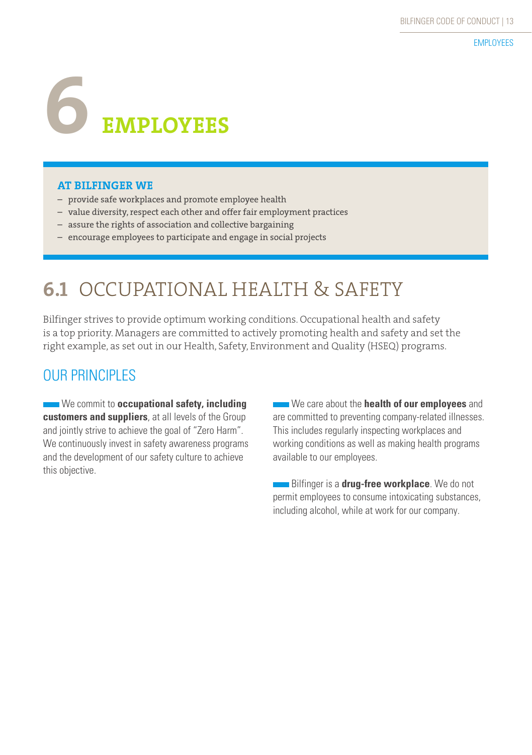# 6 EMPLOYEES

**AT BILFINGER WE**

- provide safe workplaces and promote employee health
- value diversity, respect each other and offer fair employment practices
- assure the rights of association and collective bargaining
- encourage employees to participate and engage in social projects

## 6.1 OCCUPATIONAL HEALTH & SAFETY

Bilfinger strives to provide optimum working conditions. Occupational health and safety is a top priority. Managers are committed to actively promoting health and safety and set the right example, as set out in our Health, Safety, Environment and Quality (HSEQ) programs.

### OUR PRINCIPLES

We commit to **occupational safety, including customers and suppliers**, at all levels of the Group and jointly strive to achieve the goal of "Zero Harm". We continuously invest in safety awareness programs and the development of our safety culture to achieve this objective.

We care about the **health of our employees** and are committed to preventing company-related illnesses. This includes regularly inspecting workplaces and working conditions as well as making health programs available to our employees.

Bilfinger is a **drug-free workplace**. We do not permit employees to consume intoxicating substances, including alcohol, while at work for our company.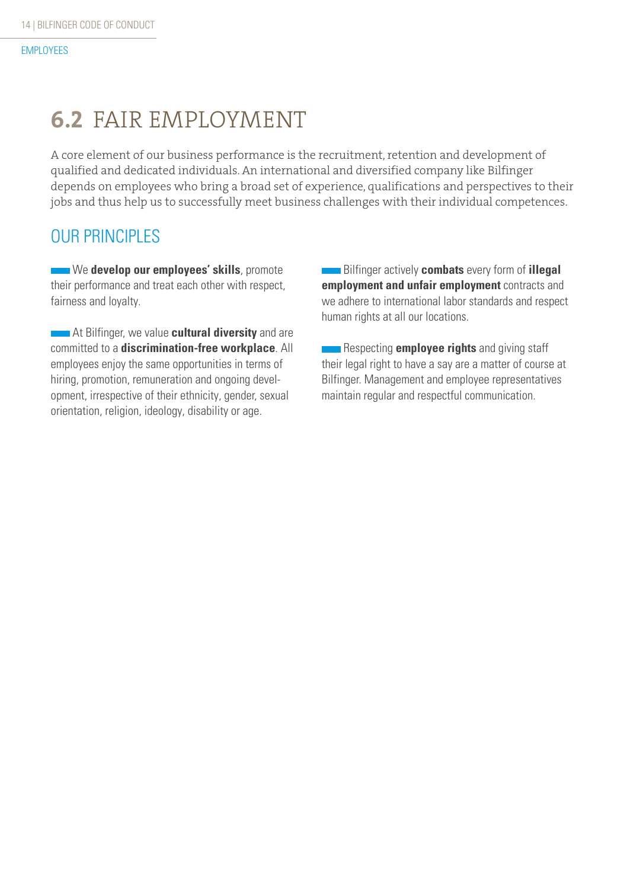# 6.2 FAIR EMPLOYMENT

A core element of our business performance is the recruitment, retention and development of qualified and dedicated individuals. An international and diversified company like Bilfinger depends on employees who bring a broad set of experience, qualifications and perspectives to their jobs and thus help us to successfully meet business challenges with their individual competences.

## OUR PRINCIPLES

- We **develop our employees' skills**, promote their performance and treat each other with respect, fairness and loyalty.

- At Bilfinger, we value **cultural diversity** and are committed to a **discrimination-free workplace**. All employees enjoy the same opportunities in terms of hiring, promotion, remuneration and ongoing development, irrespective of their ethnicity, gender, sexual orientation, religion, ideology, disability or age.

- Bilfinger actively **combats** every form of **illegal employment and unfair employment** contracts and we adhere to international labor standards and respect human rights at all our locations.

- Respecting **employee rights** and giving staff their legal right to have a say are a matter of course at Bilfinger. Management and employee representatives maintain regular and respectful communication.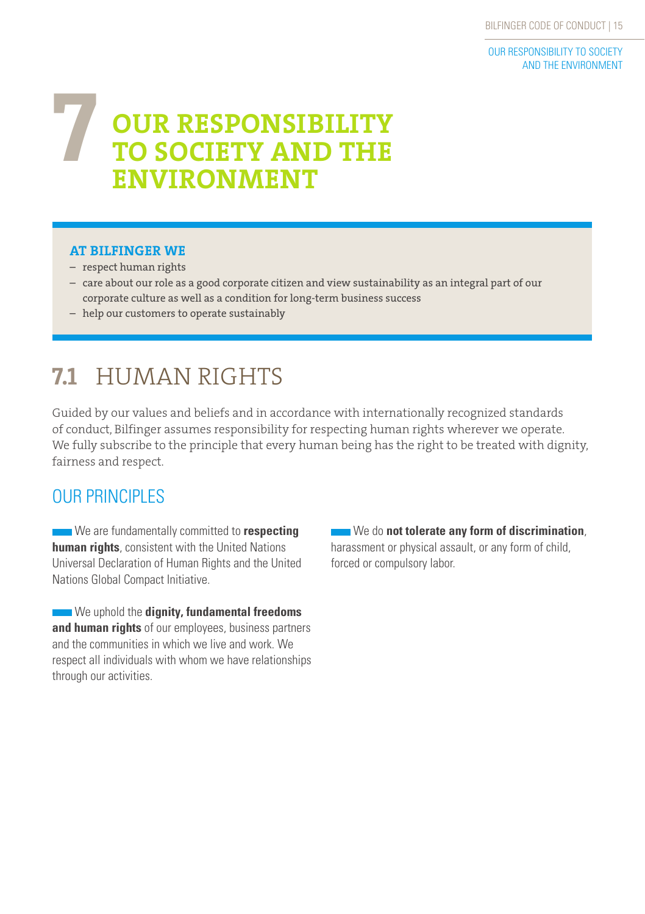# 7 OUR RESPONSIBILITY TO SOCIETY AND THE ENVIRONMENT

**AT BILFINGER WE**

- respect human rights
- care about our role as a good corporate citizen and view sustainability as an integral part of our corporate culture as well as a condition for long-term business success
- help our customers to operate sustainably

## 7.1 HUMAN RIGHTS

Guided by our values and beliefs and in accordance with internationally recognized standards of conduct, Bilfinger assumes responsibility for respecting human rights wherever we operate. We fully subscribe to the principle that every human being has the right to be treated with dignity, fairness and respect.

### OUR PRINCIPLES

We are fundamentally committed to **respecting human rights**, consistent with the United Nations Universal Declaration of Human Rights and the United Nations Global Compact Initiative.

We uphold the **dignity, fundamental freedoms and human rights** of our employees, business partners and the communities in which we live and work. We respect all individuals with whom we have relationships through our activities.

We do **not tolerate any form of discrimination**, harassment or physical assault, or any form of child, forced or compulsory labor.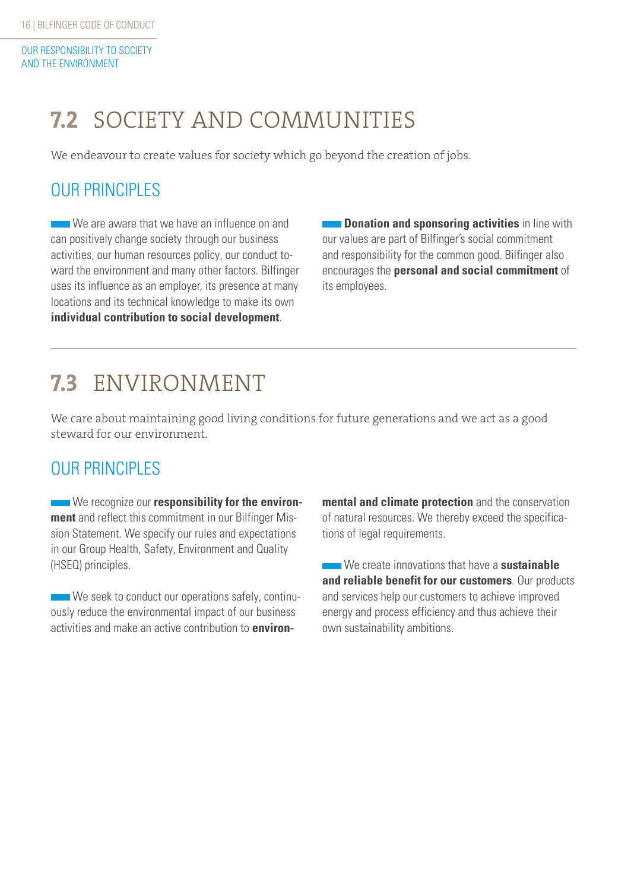## 7.2 SOCIETY AND COMMUNITIES

We endeavour to create values for society which go beyond the creation of jobs.

### OUR PRINCIPLES

- We are aware that we have an influence on and can positively change society through our business activities, our human resources policy, our conduct toward the environment and many other factors. Bilfinger uses its influence as an employer, its presence at many locations and its technical knowledge to make its own **individual contribution to social development**.

- **Donation and sponsoring activities** in line with our values are part of Bilfinger's social commitment and responsibility for the common good. Bilfinger also encourages the **personal and social commitment** of its employees.

## 7.3 ENVIRONMENT

We care about maintaining good living conditions for future generations and we act as a good steward for our environment.

### OUR PRINCIPLES

- We recognize our **responsibility for the environment** and reflect this commitment in our Bilfinger Mission Statement. We specify our rules and expectations in our Group Health, Safety, Environment and Quality (HSEQ) principles.

- We seek to conduct our operations safely, continuously reduce the environmental impact of our business activities and make an active contribution to **environmental and climate protection** and the conservation of natural resources. We thereby exceed the specifications of legal requirements.

- We create innovations that have a **sustainable and reliable benefit for our customers**. Our products and services help our customers to achieve improved energy and process efficiency and thus achieve their own sustainability ambitions.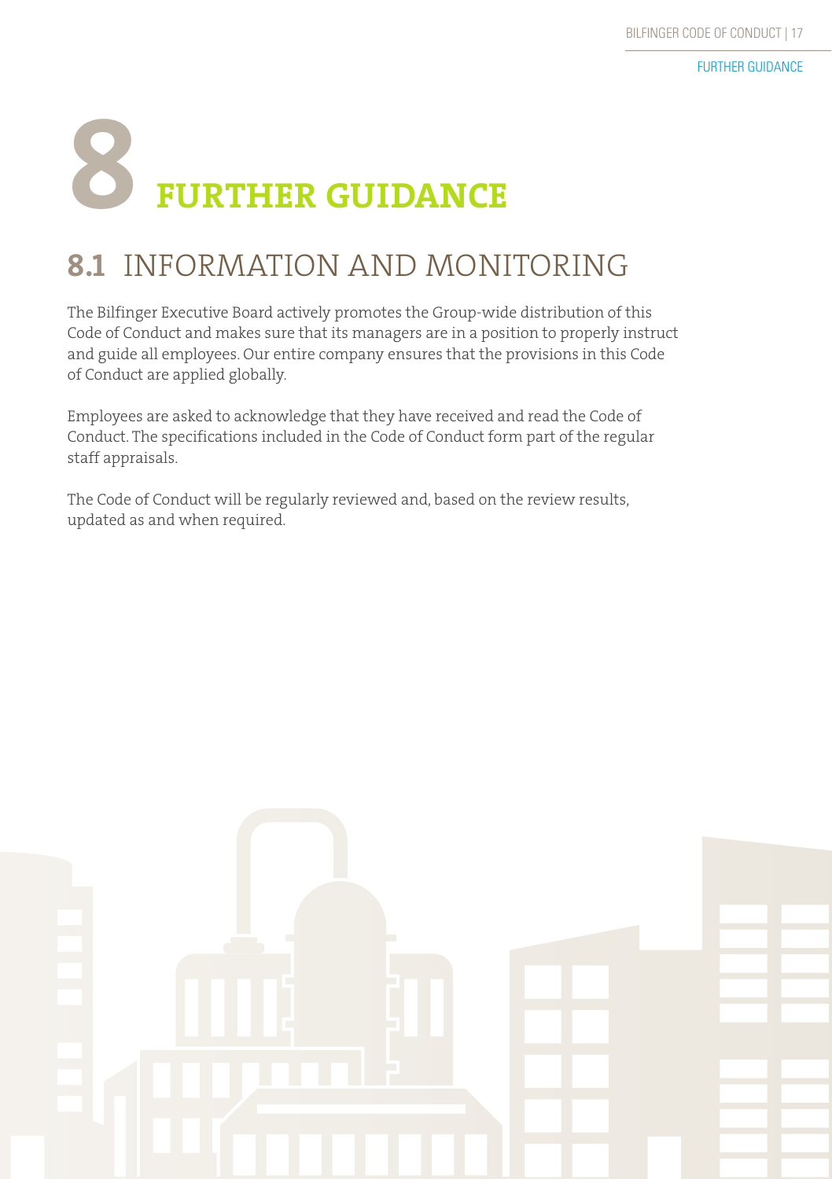# 8 FURTHER GUIDANCE

## 8.1 INFORMATION AND MONITORING

The Bilfinger Executive Board actively promotes the Group-wide distribution of this Code of Conduct and makes sure that its managers are in a position to properly instruct and guide all employees. Our entire company ensures that the provisions in this Code of Conduct are applied globally.

Employees are asked to acknowledge that they have received and read the Code of Conduct. The specifications included in the Code of Conduct form part of the regular staff appraisals.

The Code of Conduct will be regularly reviewed and, based on the review results, updated as and when required.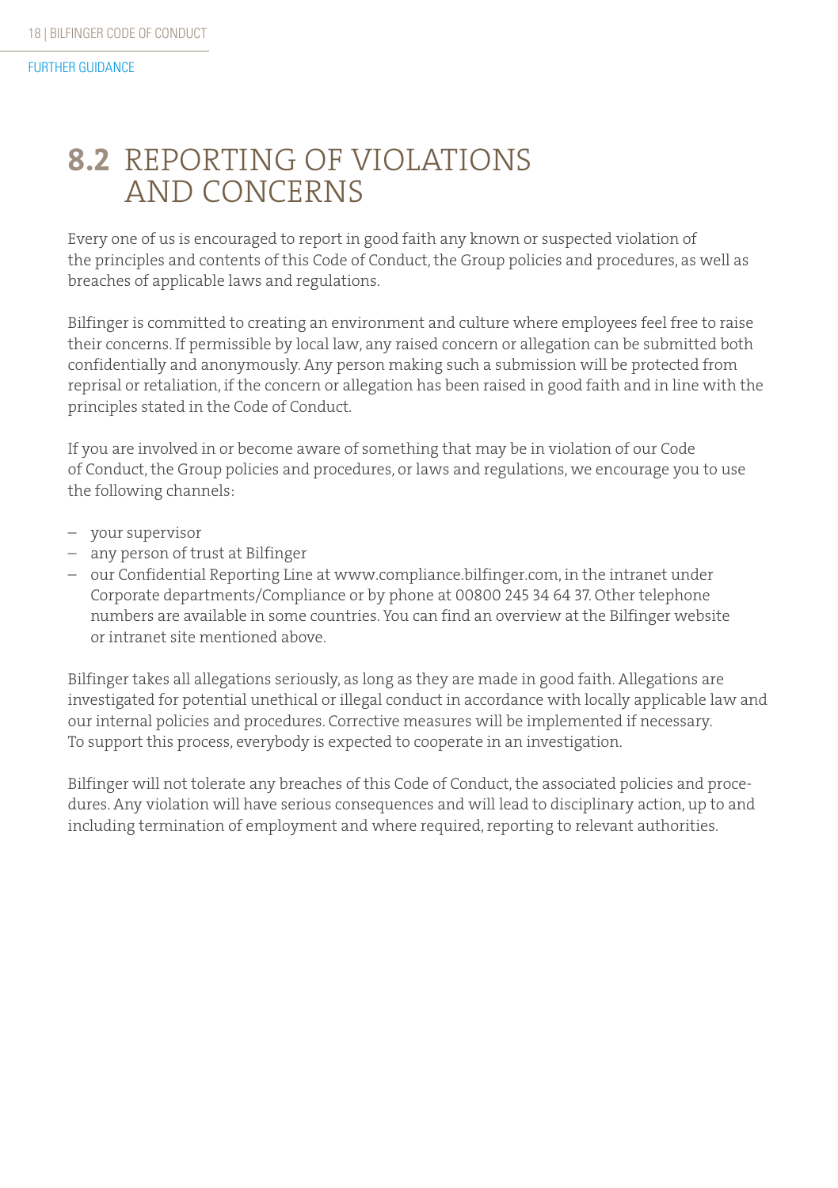## 8.2 REPORTING OF VIOLATIONS AND CONCERNS

Every one of us is encouraged to report in good faith any known or suspected violation of the principles and contents of this Code of Conduct, the Group policies and procedures, as well as breaches of applicable laws and regulations.

Bilfinger is committed to creating an environment and culture where employees feel free to raise their concerns. If permissible by local law, any raised concern or allegation can be submitted both confidentially and anonymously. Any person making such a submission will be protected from reprisal or retaliation, if the concern or allegation has been raised in good faith and in line with the principles stated in the Code of Conduct.

If you are involved in or become aware of something that may be in violation of our Code of Conduct, the Group policies and procedures, or laws and regulations, we encourage you to use the following channels:

- your supervisor
- any person of trust at Bilfinger
- our Confidential Reporting Line at www.compliance.bilfinger.com, in the intranet under Corporate departments/Compliance or by phone at 00800 245 34 64 37. Other telephone numbers are available in some countries. You can find an overview at the Bilfinger website or intranet site mentioned above.

Bilfinger takes all allegations seriously, as long as they are made in good faith. Allegations are investigated for potential unethical or illegal conduct in accordance with locally applicable law and our internal policies and procedures. Corrective measures will be implemented if necessary. To support this process, everybody is expected to cooperate in an investigation.

Bilfinger will not tolerate any breaches of this Code of Conduct, the associated policies and procedures. Any violation will have serious consequences and will lead to disciplinary action, up to and including termination of employment and where required, reporting to relevant authorities.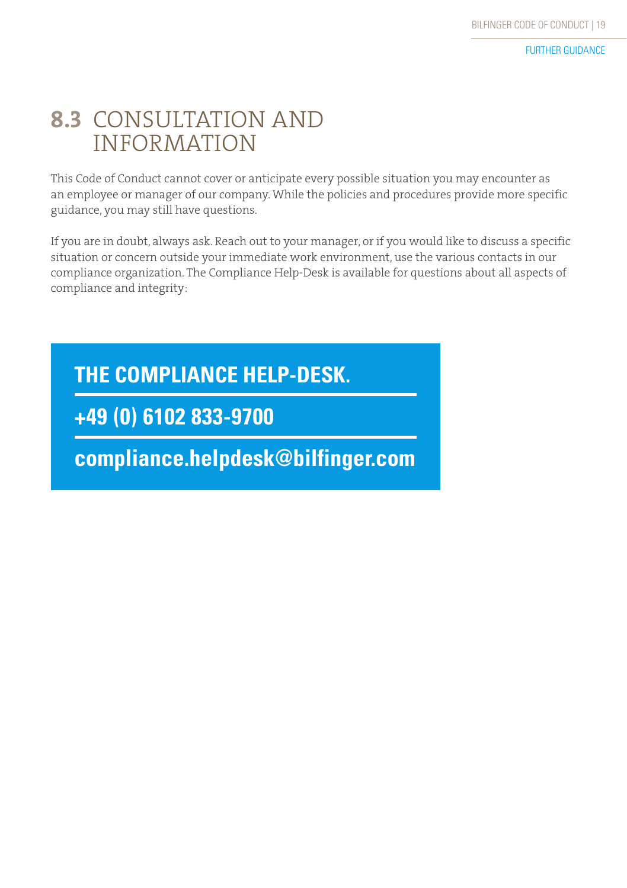## 8.3 CONSULTATION AND INFORMATION

This Code of Conduct cannot cover or anticipate every possible situation you may encounter as an employee or manager of our company. While the policies and procedures provide more specific guidance, you may still have questions.

If you are in doubt, always ask. Reach out to your manager, or if you would like to discuss a specific situation or concern outside your immediate work environment, use the various contacts in our compliance organization. The Compliance Help-Desk is available for questions about all aspects of compliance and integrity:

**THE COMPLIANCE HELP-DESK.**

**+49 (0) 6102 833-9700**

**compliance.helpdesk@bilfinger.com**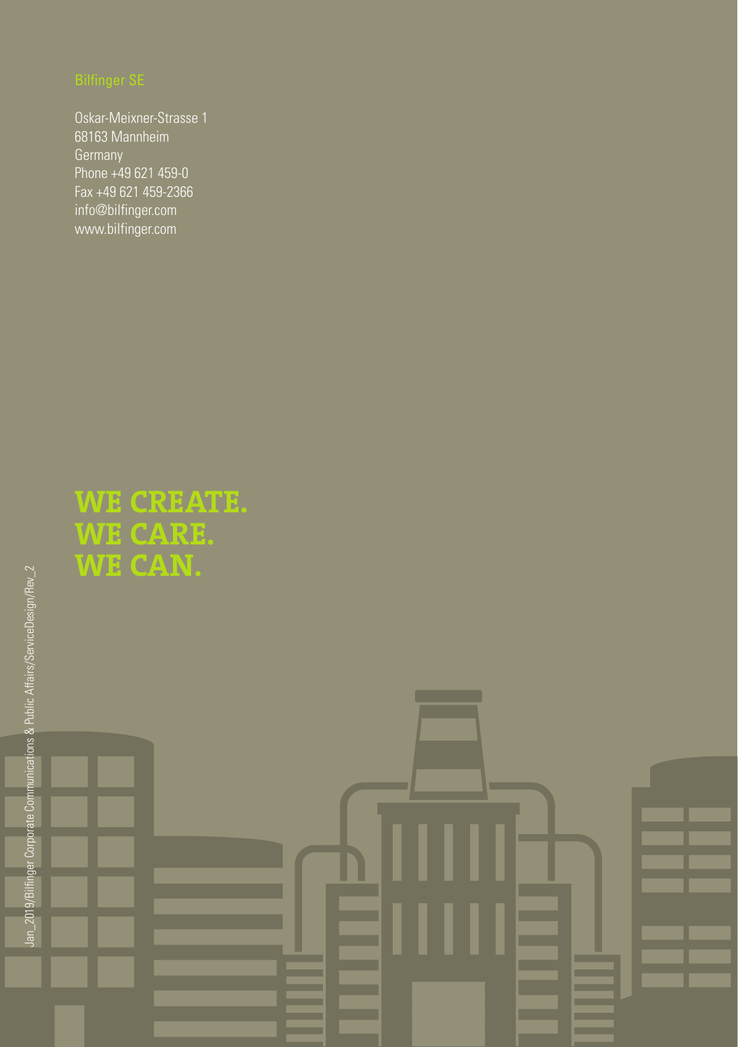Bilfinger SE

Oskar-Meixner-Strasse 1
68163 Mannheim
Germany
Phone +49 621 459-0
Fax +49 621 459-2366
info@bilfinger.com
www.bilfinger.com

**WE CREATE.
WE CARE.
WE CAN.**

Jan_2019/Bilfinger Corporate Communications & Public Affairs/ServiceDesign/Rev_2